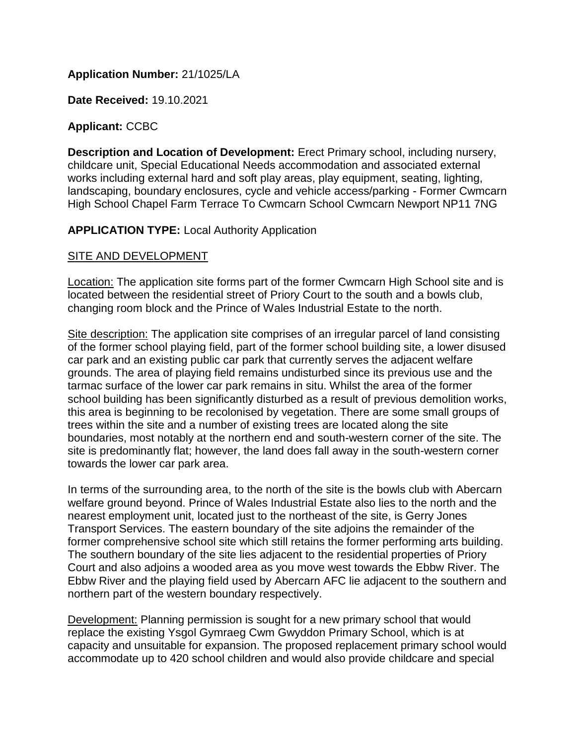**Application Number:** 21/1025/LA

**Date Received:** 19.10.2021

**Applicant:** CCBC

**Description and Location of Development:** Erect Primary school, including nursery, childcare unit, Special Educational Needs accommodation and associated external works including external hard and soft play areas, play equipment, seating, lighting, landscaping, boundary enclosures, cycle and vehicle access/parking - Former Cwmcarn High School Chapel Farm Terrace To Cwmcarn School Cwmcarn Newport NP11 7NG

**APPLICATION TYPE:** Local Authority Application

<u>SITE AND DEVELOPMENT</u>

<u>Location:</u> The application site forms part of the former Cwmcarn High School site and is located between the residential street of Priory Court to the south and a bowls club, changing room block and the Prince of Wales Industrial Estate to the north.

<u>Site description:</u> The application site comprises of an irregular parcel of land consisting of the former school playing field, part of the former school building site, a lower disused car park and an existing public car park that currently serves the adjacent welfare grounds. The area of playing field remains undisturbed since its previous use and the tarmac surface of the lower car park remains in situ. Whilst the area of the former school building has been significantly disturbed as a result of previous demolition works, this area is beginning to be recolonised by vegetation. There are some small groups of trees within the site and a number of existing trees are located along the site boundaries, most notably at the northern end and south-western corner of the site. The site is predominantly flat; however, the land does fall away in the south-western corner towards the lower car park area.

In terms of the surrounding area, to the north of the site is the bowls club with Abercarn welfare ground beyond. Prince of Wales Industrial Estate also lies to the north and the nearest employment unit, located just to the northeast of the site, is Gerry Jones Transport Services. The eastern boundary of the site adjoins the remainder of the former comprehensive school site which still retains the former performing arts building. The southern boundary of the site lies adjacent to the residential properties of Priory Court and also adjoins a wooded area as you move west towards the Ebbw River. The Ebbw River and the playing field used by Abercarn AFC lie adjacent to the southern and northern part of the western boundary respectively.

<u>Development:</u> Planning permission is sought for a new primary school that would replace the existing Ysgol Gymraeg Cwm Gwyddon Primary School, which is at capacity and unsuitable for expansion. The proposed replacement primary school would accommodate up to 420 school children and would also provide childcare and special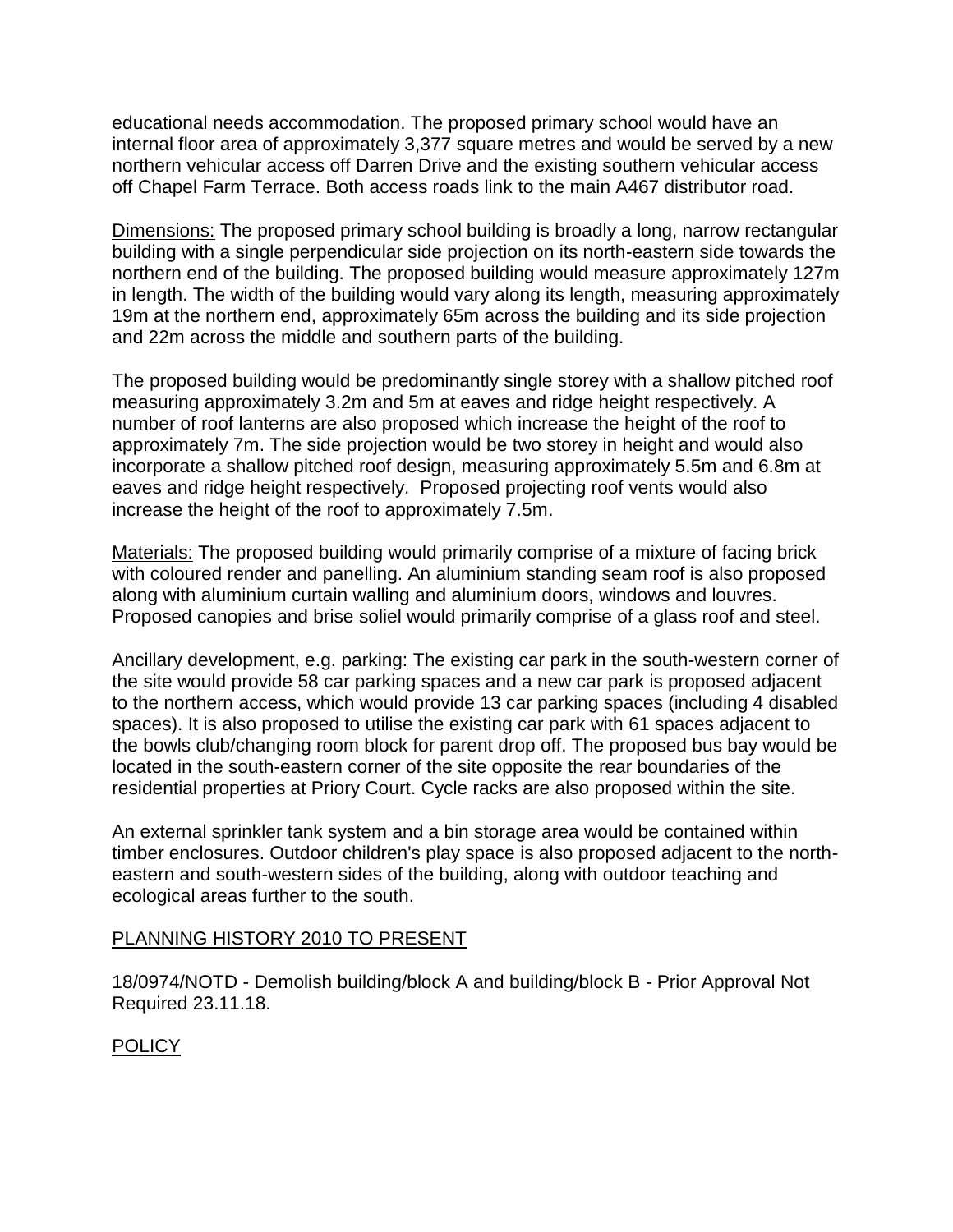educational needs accommodation. The proposed primary school would have an internal floor area of approximately 3,377 square metres and would be served by a new northern vehicular access off Darren Drive and the existing southern vehicular access off Chapel Farm Terrace. Both access roads link to the main A467 distributor road.

Dimensions: The proposed primary school building is broadly a long, narrow rectangular building with a single perpendicular side projection on its north-eastern side towards the northern end of the building. The proposed building would measure approximately 127m in length. The width of the building would vary along its length, measuring approximately 19m at the northern end, approximately 65m across the building and its side projection and 22m across the middle and southern parts of the building.

The proposed building would be predominantly single storey with a shallow pitched roof measuring approximately 3.2m and 5m at eaves and ridge height respectively. A number of roof lanterns are also proposed which increase the height of the roof to approximately 7m. The side projection would be two storey in height and would also incorporate a shallow pitched roof design, measuring approximately 5.5m and 6.8m at eaves and ridge height respectively. Proposed projecting roof vents would also increase the height of the roof to approximately 7.5m.

Materials: The proposed building would primarily comprise of a mixture of facing brick with coloured render and panelling. An aluminium standing seam roof is also proposed along with aluminium curtain walling and aluminium doors, windows and louvres. Proposed canopies and brise soliel would primarily comprise of a glass roof and steel.

Ancillary development, e.g. parking: The existing car park in the south-western corner of the site would provide 58 car parking spaces and a new car park is proposed adjacent to the northern access, which would provide 13 car parking spaces (including 4 disabled spaces). It is also proposed to utilise the existing car park with 61 spaces adjacent to the bowls club/changing room block for parent drop off. The proposed bus bay would be located in the south-eastern corner of the site opposite the rear boundaries of the residential properties at Priory Court. Cycle racks are also proposed within the site.

An external sprinkler tank system and a bin storage area would be contained within timber enclosures. Outdoor children's play space is also proposed adjacent to the north-eastern and south-western sides of the building, along with outdoor teaching and ecological areas further to the south.

## PLANNING HISTORY 2010 TO PRESENT

18/0974/NOTD - Demolish building/block A and building/block B - Prior Approval Not Required 23.11.18.

## POLICY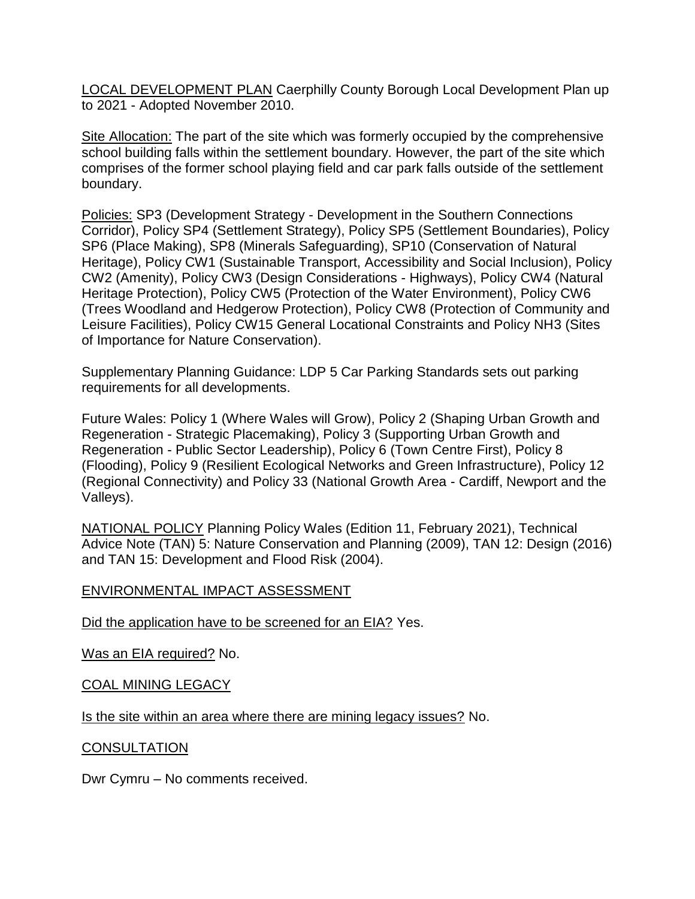LOCAL DEVELOPMENT PLAN Caerphilly County Borough Local Development Plan up to 2021 - Adopted November 2010.

Site Allocation: The part of the site which was formerly occupied by the comprehensive school building falls within the settlement boundary. However, the part of the site which comprises of the former school playing field and car park falls outside of the settlement boundary.

Policies: SP3 (Development Strategy - Development in the Southern Connections Corridor), Policy SP4 (Settlement Strategy), Policy SP5 (Settlement Boundaries), Policy SP6 (Place Making), SP8 (Minerals Safeguarding), SP10 (Conservation of Natural Heritage), Policy CW1 (Sustainable Transport, Accessibility and Social Inclusion), Policy CW2 (Amenity), Policy CW3 (Design Considerations - Highways), Policy CW4 (Natural Heritage Protection), Policy CW5 (Protection of the Water Environment), Policy CW6 (Trees Woodland and Hedgerow Protection), Policy CW8 (Protection of Community and Leisure Facilities), Policy CW15 General Locational Constraints and Policy NH3 (Sites of Importance for Nature Conservation).

Supplementary Planning Guidance: LDP 5 Car Parking Standards sets out parking requirements for all developments.

Future Wales: Policy 1 (Where Wales will Grow), Policy 2 (Shaping Urban Growth and Regeneration - Strategic Placemaking), Policy 3 (Supporting Urban Growth and Regeneration - Public Sector Leadership), Policy 6 (Town Centre First), Policy 8 (Flooding), Policy 9 (Resilient Ecological Networks and Green Infrastructure), Policy 12 (Regional Connectivity) and Policy 33 (National Growth Area - Cardiff, Newport and the Valleys).

NATIONAL POLICY Planning Policy Wales (Edition 11, February 2021), Technical Advice Note (TAN) 5: Nature Conservation and Planning (2009), TAN 12: Design (2016) and TAN 15: Development and Flood Risk (2004).

ENVIRONMENTAL IMPACT ASSESSMENT

Did the application have to be screened for an EIA? Yes.

Was an EIA required? No.

COAL MINING LEGACY

Is the site within an area where there are mining legacy issues? No.

CONSULTATION

Dwr Cymru – No comments received.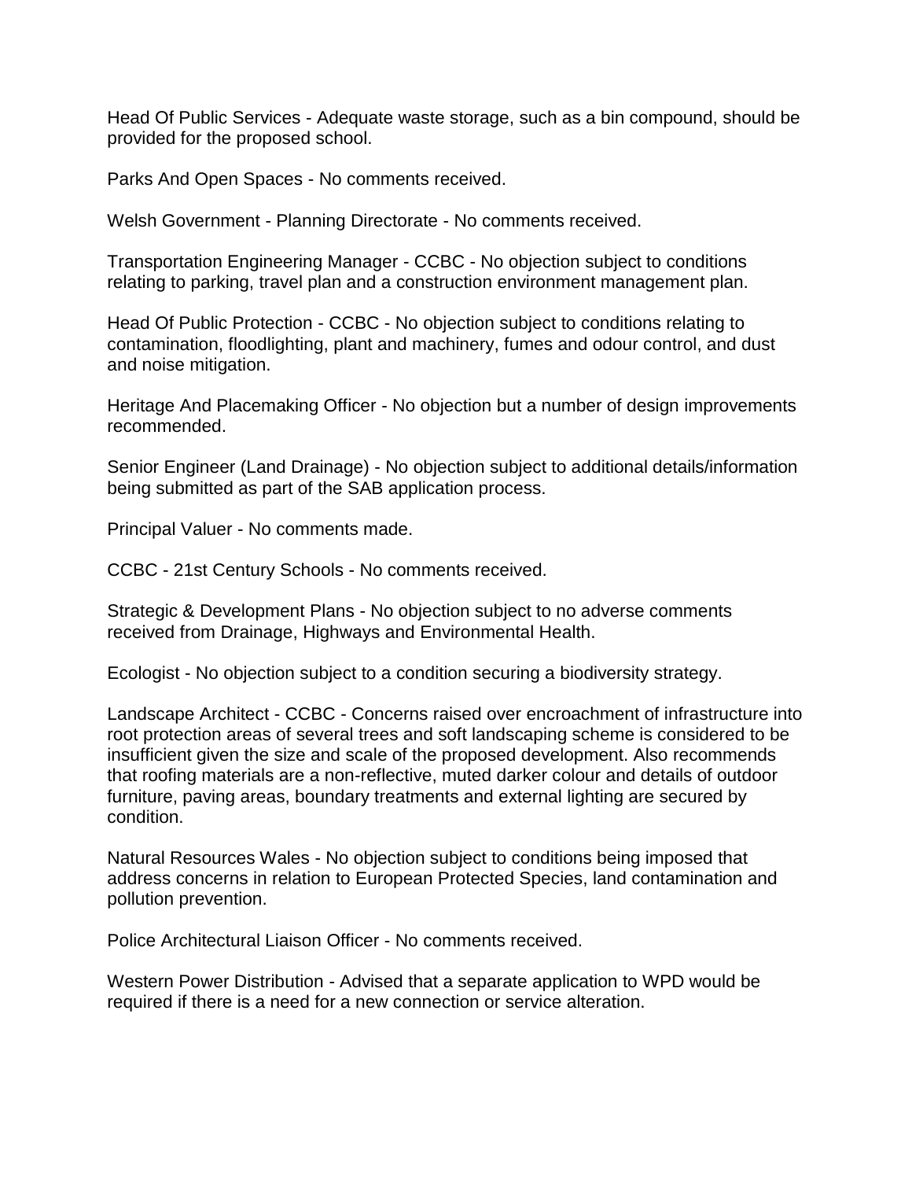Head Of Public Services - Adequate waste storage, such as a bin compound, should be provided for the proposed school.

Parks And Open Spaces - No comments received.

Welsh Government - Planning Directorate - No comments received.

Transportation Engineering Manager - CCBC - No objection subject to conditions relating to parking, travel plan and a construction environment management plan.

Head Of Public Protection - CCBC - No objection subject to conditions relating to contamination, floodlighting, plant and machinery, fumes and odour control, and dust and noise mitigation.

Heritage And Placemaking Officer - No objection but a number of design improvements recommended.

Senior Engineer (Land Drainage) - No objection subject to additional details/information being submitted as part of the SAB application process.

Principal Valuer - No comments made.

CCBC - 21st Century Schools - No comments received.

Strategic & Development Plans - No objection subject to no adverse comments received from Drainage, Highways and Environmental Health.

Ecologist - No objection subject to a condition securing a biodiversity strategy.

Landscape Architect - CCBC - Concerns raised over encroachment of infrastructure into root protection areas of several trees and soft landscaping scheme is considered to be insufficient given the size and scale of the proposed development. Also recommends that roofing materials are a non-reflective, muted darker colour and details of outdoor furniture, paving areas, boundary treatments and external lighting are secured by condition.

Natural Resources Wales - No objection subject to conditions being imposed that address concerns in relation to European Protected Species, land contamination and pollution prevention.

Police Architectural Liaison Officer - No comments received.

Western Power Distribution - Advised that a separate application to WPD would be required if there is a need for a new connection or service alteration.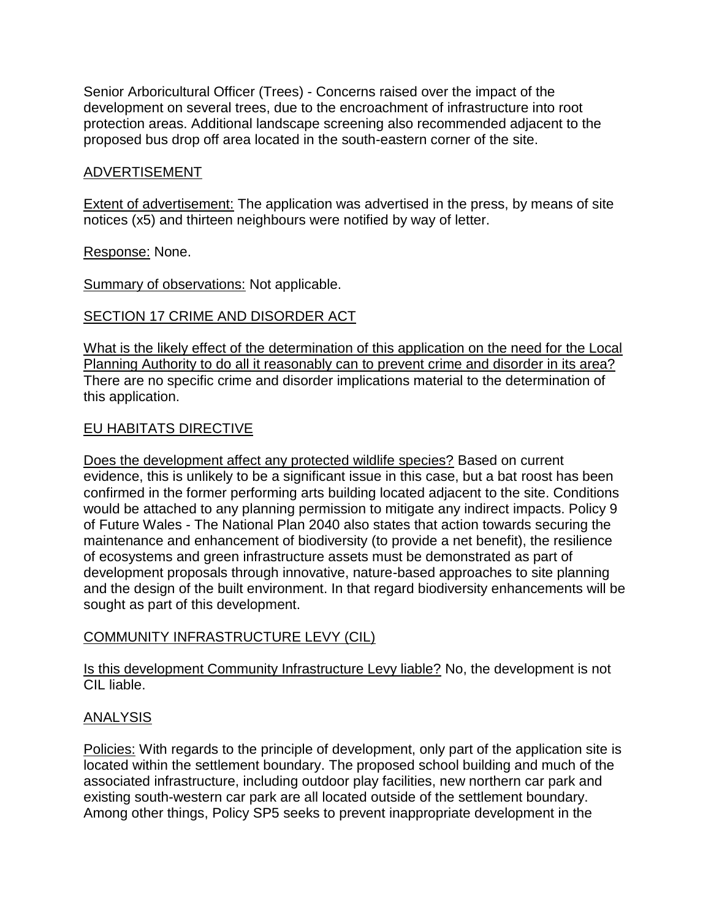Senior Arboricultural Officer (Trees) - Concerns raised over the impact of the development on several trees, due to the encroachment of infrastructure into root protection areas. Additional landscape screening also recommended adjacent to the proposed bus drop off area located in the south-eastern corner of the site.

## ADVERTISEMENT

Extent of advertisement: The application was advertised in the press, by means of site notices (x5) and thirteen neighbours were notified by way of letter.

Response: None.

Summary of observations: Not applicable.

## SECTION 17 CRIME AND DISORDER ACT

What is the likely effect of the determination of this application on the need for the Local Planning Authority to do all it reasonably can to prevent crime and disorder in its area? There are no specific crime and disorder implications material to the determination of this application.

## EU HABITATS DIRECTIVE

Does the development affect any protected wildlife species? Based on current evidence, this is unlikely to be a significant issue in this case, but a bat roost has been confirmed in the former performing arts building located adjacent to the site. Conditions would be attached to any planning permission to mitigate any indirect impacts. Policy 9 of Future Wales - The National Plan 2040 also states that action towards securing the maintenance and enhancement of biodiversity (to provide a net benefit), the resilience of ecosystems and green infrastructure assets must be demonstrated as part of development proposals through innovative, nature-based approaches to site planning and the design of the built environment. In that regard biodiversity enhancements will be sought as part of this development.

## COMMUNITY INFRASTRUCTURE LEVY (CIL)

Is this development Community Infrastructure Levy liable? No, the development is not CIL liable.

## ANALYSIS

Policies: With regards to the principle of development, only part of the application site is located within the settlement boundary. The proposed school building and much of the associated infrastructure, including outdoor play facilities, new northern car park and existing south-western car park are all located outside of the settlement boundary. Among other things, Policy SP5 seeks to prevent inappropriate development in the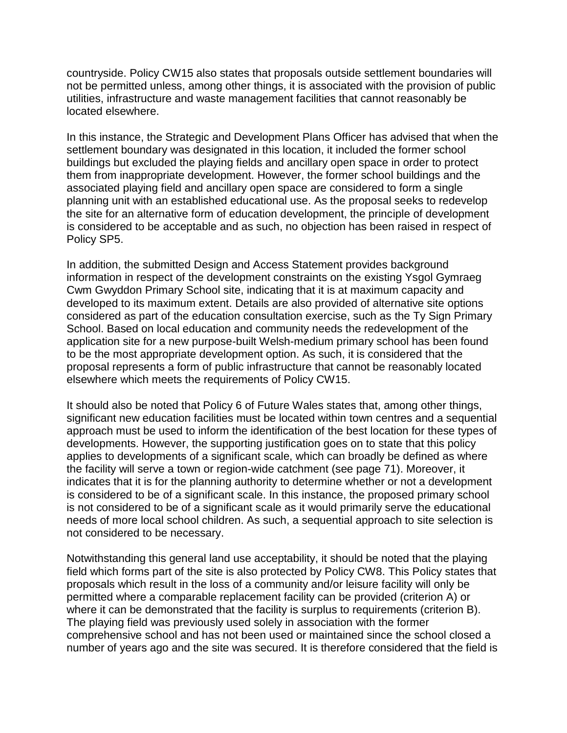countryside. Policy CW15 also states that proposals outside settlement boundaries will not be permitted unless, among other things, it is associated with the provision of public utilities, infrastructure and waste management facilities that cannot reasonably be located elsewhere.

In this instance, the Strategic and Development Plans Officer has advised that when the settlement boundary was designated in this location, it included the former school buildings but excluded the playing fields and ancillary open space in order to protect them from inappropriate development. However, the former school buildings and the associated playing field and ancillary open space are considered to form a single planning unit with an established educational use. As the proposal seeks to redevelop the site for an alternative form of education development, the principle of development is considered to be acceptable and as such, no objection has been raised in respect of Policy SP5.

In addition, the submitted Design and Access Statement provides background information in respect of the development constraints on the existing Ysgol Gymraeg Cwm Gwyddon Primary School site, indicating that it is at maximum capacity and developed to its maximum extent. Details are also provided of alternative site options considered as part of the education consultation exercise, such as the Ty Sign Primary School. Based on local education and community needs the redevelopment of the application site for a new purpose-built Welsh-medium primary school has been found to be the most appropriate development option. As such, it is considered that the proposal represents a form of public infrastructure that cannot be reasonably located elsewhere which meets the requirements of Policy CW15.

It should also be noted that Policy 6 of Future Wales states that, among other things, significant new education facilities must be located within town centres and a sequential approach must be used to inform the identification of the best location for these types of developments. However, the supporting justification goes on to state that this policy applies to developments of a significant scale, which can broadly be defined as where the facility will serve a town or region-wide catchment (see page 71). Moreover, it indicates that it is for the planning authority to determine whether or not a development is considered to be of a significant scale. In this instance, the proposed primary school is not considered to be of a significant scale as it would primarily serve the educational needs of more local school children. As such, a sequential approach to site selection is not considered to be necessary.

Notwithstanding this general land use acceptability, it should be noted that the playing field which forms part of the site is also protected by Policy CW8. This Policy states that proposals which result in the loss of a community and/or leisure facility will only be permitted where a comparable replacement facility can be provided (criterion A) or where it can be demonstrated that the facility is surplus to requirements (criterion B). The playing field was previously used solely in association with the former comprehensive school and has not been used or maintained since the school closed a number of years ago and the site was secured. It is therefore considered that the field is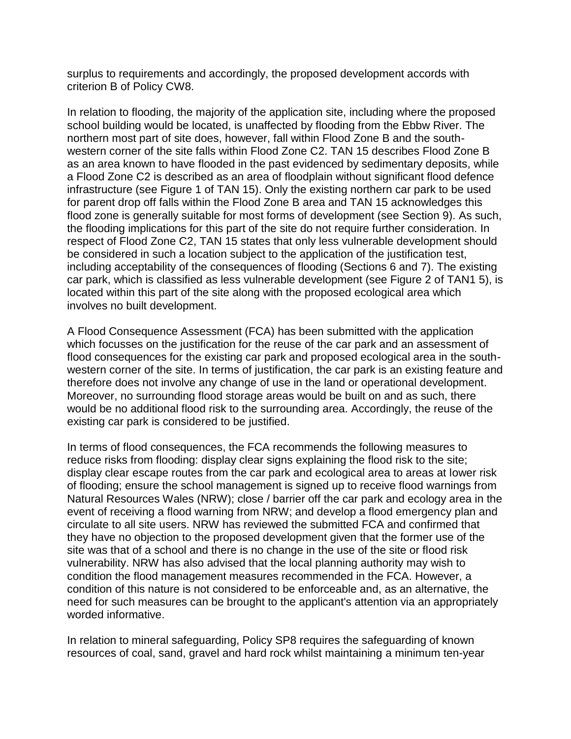surplus to requirements and accordingly, the proposed development accords with criterion B of Policy CW8.

In relation to flooding, the majority of the application site, including where the proposed school building would be located, is unaffected by flooding from the Ebbw River. The northern most part of site does, however, fall within Flood Zone B and the south-western corner of the site falls within Flood Zone C2. TAN 15 describes Flood Zone B as an area known to have flooded in the past evidenced by sedimentary deposits, while a Flood Zone C2 is described as an area of floodplain without significant flood defence infrastructure (see Figure 1 of TAN 15). Only the existing northern car park to be used for parent drop off falls within the Flood Zone B area and TAN 15 acknowledges this flood zone is generally suitable for most forms of development (see Section 9). As such, the flooding implications for this part of the site do not require further consideration. In respect of Flood Zone C2, TAN 15 states that only less vulnerable development should be considered in such a location subject to the application of the justification test, including acceptability of the consequences of flooding (Sections 6 and 7). The existing car park, which is classified as less vulnerable development (see Figure 2 of TAN1 5), is located within this part of the site along with the proposed ecological area which involves no built development.

A Flood Consequence Assessment (FCA) has been submitted with the application which focusses on the justification for the reuse of the car park and an assessment of flood consequences for the existing car park and proposed ecological area in the south-western corner of the site. In terms of justification, the car park is an existing feature and therefore does not involve any change of use in the land or operational development. Moreover, no surrounding flood storage areas would be built on and as such, there would be no additional flood risk to the surrounding area. Accordingly, the reuse of the existing car park is considered to be justified.

In terms of flood consequences, the FCA recommends the following measures to reduce risks from flooding: display clear signs explaining the flood risk to the site; display clear escape routes from the car park and ecological area to areas at lower risk of flooding; ensure the school management is signed up to receive flood warnings from Natural Resources Wales (NRW); close / barrier off the car park and ecology area in the event of receiving a flood warning from NRW; and develop a flood emergency plan and circulate to all site users. NRW has reviewed the submitted FCA and confirmed that they have no objection to the proposed development given that the former use of the site was that of a school and there is no change in the use of the site or flood risk vulnerability. NRW has also advised that the local planning authority may wish to condition the flood management measures recommended in the FCA. However, a condition of this nature is not considered to be enforceable and, as an alternative, the need for such measures can be brought to the applicant's attention via an appropriately worded informative.

In relation to mineral safeguarding, Policy SP8 requires the safeguarding of known resources of coal, sand, gravel and hard rock whilst maintaining a minimum ten-year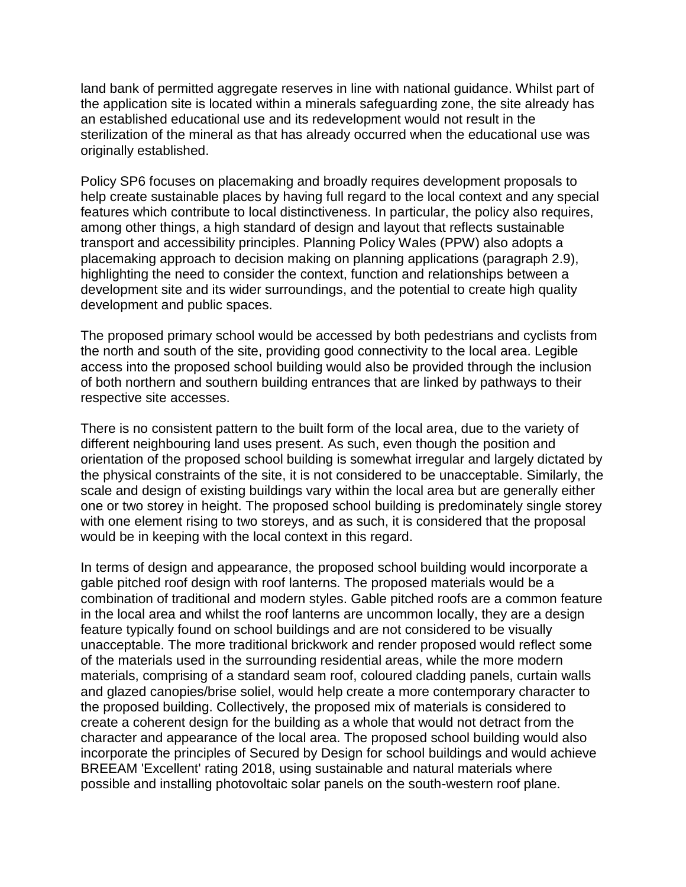land bank of permitted aggregate reserves in line with national guidance. Whilst part of the application site is located within a minerals safeguarding zone, the site already has an established educational use and its redevelopment would not result in the sterilization of the mineral as that has already occurred when the educational use was originally established.

Policy SP6 focuses on placemaking and broadly requires development proposals to help create sustainable places by having full regard to the local context and any special features which contribute to local distinctiveness. In particular, the policy also requires, among other things, a high standard of design and layout that reflects sustainable transport and accessibility principles. Planning Policy Wales (PPW) also adopts a placemaking approach to decision making on planning applications (paragraph 2.9), highlighting the need to consider the context, function and relationships between a development site and its wider surroundings, and the potential to create high quality development and public spaces.

The proposed primary school would be accessed by both pedestrians and cyclists from the north and south of the site, providing good connectivity to the local area. Legible access into the proposed school building would also be provided through the inclusion of both northern and southern building entrances that are linked by pathways to their respective site accesses.

There is no consistent pattern to the built form of the local area, due to the variety of different neighbouring land uses present. As such, even though the position and orientation of the proposed school building is somewhat irregular and largely dictated by the physical constraints of the site, it is not considered to be unacceptable. Similarly, the scale and design of existing buildings vary within the local area but are generally either one or two storey in height. The proposed school building is predominately single storey with one element rising to two storeys, and as such, it is considered that the proposal would be in keeping with the local context in this regard.

In terms of design and appearance, the proposed school building would incorporate a gable pitched roof design with roof lanterns. The proposed materials would be a combination of traditional and modern styles. Gable pitched roofs are a common feature in the local area and whilst the roof lanterns are uncommon locally, they are a design feature typically found on school buildings and are not considered to be visually unacceptable. The more traditional brickwork and render proposed would reflect some of the materials used in the surrounding residential areas, while the more modern materials, comprising of a standard seam roof, coloured cladding panels, curtain walls and glazed canopies/brise soliel, would help create a more contemporary character to the proposed building. Collectively, the proposed mix of materials is considered to create a coherent design for the building as a whole that would not detract from the character and appearance of the local area. The proposed school building would also incorporate the principles of Secured by Design for school buildings and would achieve BREEAM 'Excellent' rating 2018, using sustainable and natural materials where possible and installing photovoltaic solar panels on the south-western roof plane.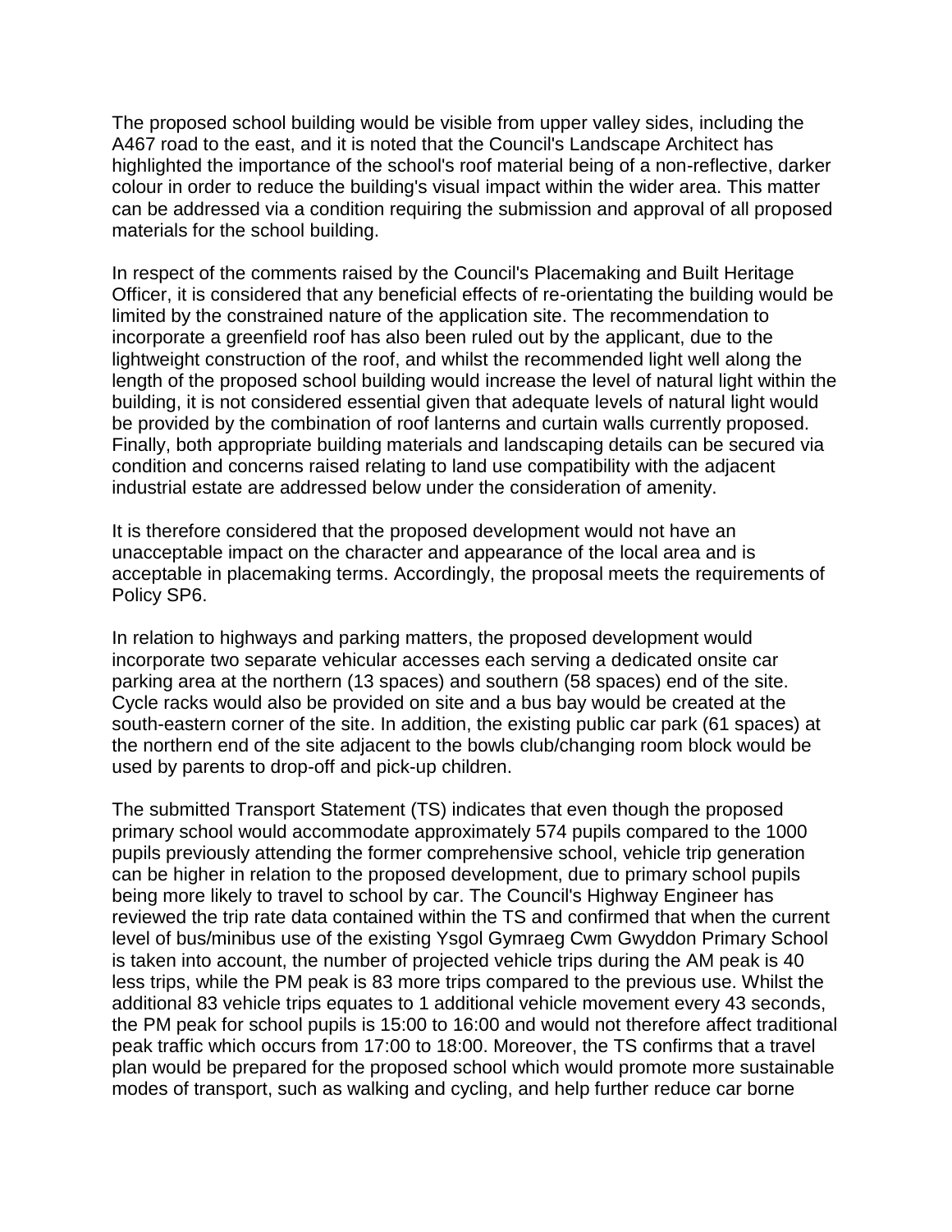The proposed school building would be visible from upper valley sides, including the A467 road to the east, and it is noted that the Council's Landscape Architect has highlighted the importance of the school's roof material being of a non-reflective, darker colour in order to reduce the building's visual impact within the wider area. This matter can be addressed via a condition requiring the submission and approval of all proposed materials for the school building.

In respect of the comments raised by the Council's Placemaking and Built Heritage Officer, it is considered that any beneficial effects of re-orientating the building would be limited by the constrained nature of the application site. The recommendation to incorporate a greenfield roof has also been ruled out by the applicant, due to the lightweight construction of the roof, and whilst the recommended light well along the length of the proposed school building would increase the level of natural light within the building, it is not considered essential given that adequate levels of natural light would be provided by the combination of roof lanterns and curtain walls currently proposed. Finally, both appropriate building materials and landscaping details can be secured via condition and concerns raised relating to land use compatibility with the adjacent industrial estate are addressed below under the consideration of amenity.

It is therefore considered that the proposed development would not have an unacceptable impact on the character and appearance of the local area and is acceptable in placemaking terms. Accordingly, the proposal meets the requirements of Policy SP6.

In relation to highways and parking matters, the proposed development would incorporate two separate vehicular accesses each serving a dedicated onsite car parking area at the northern (13 spaces) and southern (58 spaces) end of the site. Cycle racks would also be provided on site and a bus bay would be created at the south-eastern corner of the site. In addition, the existing public car park (61 spaces) at the northern end of the site adjacent to the bowls club/changing room block would be used by parents to drop-off and pick-up children.

The submitted Transport Statement (TS) indicates that even though the proposed primary school would accommodate approximately 574 pupils compared to the 1000 pupils previously attending the former comprehensive school, vehicle trip generation can be higher in relation to the proposed development, due to primary school pupils being more likely to travel to school by car. The Council's Highway Engineer has reviewed the trip rate data contained within the TS and confirmed that when the current level of bus/minibus use of the existing Ysgol Gymraeg Cwm Gwyddon Primary School is taken into account, the number of projected vehicle trips during the AM peak is 40 less trips, while the PM peak is 83 more trips compared to the previous use. Whilst the additional 83 vehicle trips equates to 1 additional vehicle movement every 43 seconds, the PM peak for school pupils is 15:00 to 16:00 and would not therefore affect traditional peak traffic which occurs from 17:00 to 18:00. Moreover, the TS confirms that a travel plan would be prepared for the proposed school which would promote more sustainable modes of transport, such as walking and cycling, and help further reduce car borne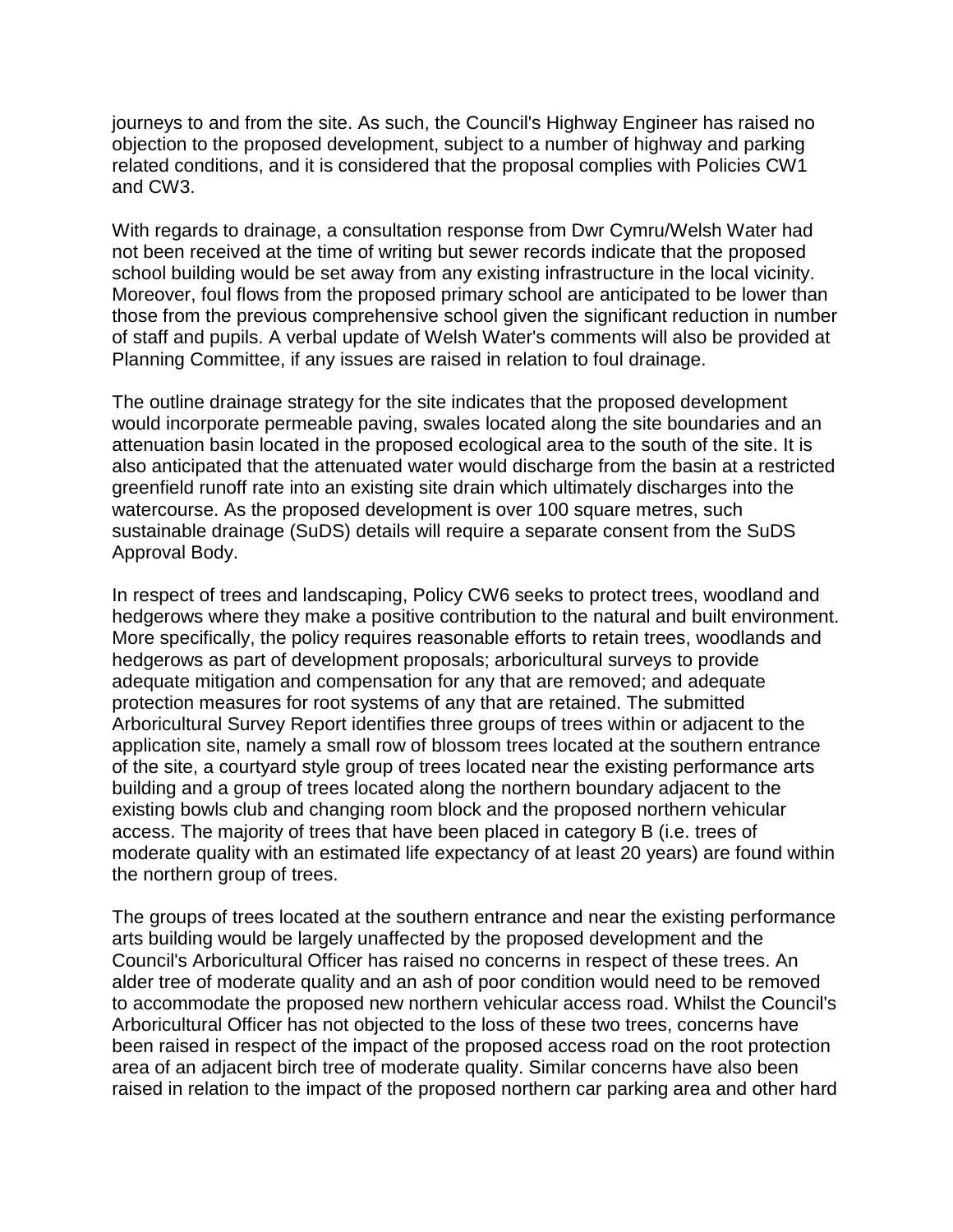journeys to and from the site. As such, the Council's Highway Engineer has raised no objection to the proposed development, subject to a number of highway and parking related conditions, and it is considered that the proposal complies with Policies CW1 and CW3.

With regards to drainage, a consultation response from Dwr Cymru/Welsh Water had not been received at the time of writing but sewer records indicate that the proposed school building would be set away from any existing infrastructure in the local vicinity. Moreover, foul flows from the proposed primary school are anticipated to be lower than those from the previous comprehensive school given the significant reduction in number of staff and pupils. A verbal update of Welsh Water's comments will also be provided at Planning Committee, if any issues are raised in relation to foul drainage.

The outline drainage strategy for the site indicates that the proposed development would incorporate permeable paving, swales located along the site boundaries and an attenuation basin located in the proposed ecological area to the south of the site. It is also anticipated that the attenuated water would discharge from the basin at a restricted greenfield runoff rate into an existing site drain which ultimately discharges into the watercourse. As the proposed development is over 100 square metres, such sustainable drainage (SuDS) details will require a separate consent from the SuDS Approval Body.

In respect of trees and landscaping, Policy CW6 seeks to protect trees, woodland and hedgerows where they make a positive contribution to the natural and built environment. More specifically, the policy requires reasonable efforts to retain trees, woodlands and hedgerows as part of development proposals; arboricultural surveys to provide adequate mitigation and compensation for any that are removed; and adequate protection measures for root systems of any that are retained. The submitted Arboricultural Survey Report identifies three groups of trees within or adjacent to the application site, namely a small row of blossom trees located at the southern entrance of the site, a courtyard style group of trees located near the existing performance arts building and a group of trees located along the northern boundary adjacent to the existing bowls club and changing room block and the proposed northern vehicular access. The majority of trees that have been placed in category B (i.e. trees of moderate quality with an estimated life expectancy of at least 20 years) are found within the northern group of trees.

The groups of trees located at the southern entrance and near the existing performance arts building would be largely unaffected by the proposed development and the Council's Arboricultural Officer has raised no concerns in respect of these trees. An alder tree of moderate quality and an ash of poor condition would need to be removed to accommodate the proposed new northern vehicular access road. Whilst the Council's Arboricultural Officer has not objected to the loss of these two trees, concerns have been raised in respect of the impact of the proposed access road on the root protection area of an adjacent birch tree of moderate quality. Similar concerns have also been raised in relation to the impact of the proposed northern car parking area and other hard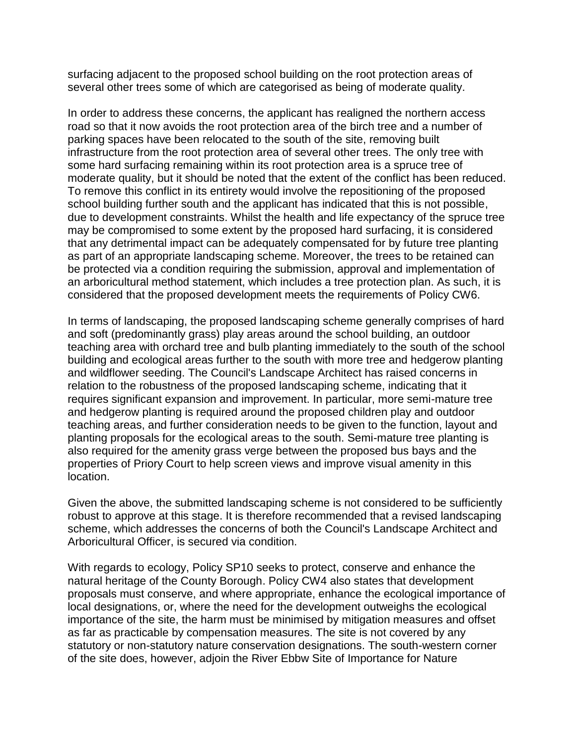surfacing adjacent to the proposed school building on the root protection areas of several other trees some of which are categorised as being of moderate quality.

In order to address these concerns, the applicant has realigned the northern access road so that it now avoids the root protection area of the birch tree and a number of parking spaces have been relocated to the south of the site, removing built infrastructure from the root protection area of several other trees. The only tree with some hard surfacing remaining within its root protection area is a spruce tree of moderate quality, but it should be noted that the extent of the conflict has been reduced. To remove this conflict in its entirety would involve the repositioning of the proposed school building further south and the applicant has indicated that this is not possible, due to development constraints. Whilst the health and life expectancy of the spruce tree may be compromised to some extent by the proposed hard surfacing, it is considered that any detrimental impact can be adequately compensated for by future tree planting as part of an appropriate landscaping scheme. Moreover, the trees to be retained can be protected via a condition requiring the submission, approval and implementation of an arboricultural method statement, which includes a tree protection plan. As such, it is considered that the proposed development meets the requirements of Policy CW6.

In terms of landscaping, the proposed landscaping scheme generally comprises of hard and soft (predominantly grass) play areas around the school building, an outdoor teaching area with orchard tree and bulb planting immediately to the south of the school building and ecological areas further to the south with more tree and hedgerow planting and wildflower seeding. The Council's Landscape Architect has raised concerns in relation to the robustness of the proposed landscaping scheme, indicating that it requires significant expansion and improvement. In particular, more semi-mature tree and hedgerow planting is required around the proposed children play and outdoor teaching areas, and further consideration needs to be given to the function, layout and planting proposals for the ecological areas to the south. Semi-mature tree planting is also required for the amenity grass verge between the proposed bus bays and the properties of Priory Court to help screen views and improve visual amenity in this location.

Given the above, the submitted landscaping scheme is not considered to be sufficiently robust to approve at this stage. It is therefore recommended that a revised landscaping scheme, which addresses the concerns of both the Council's Landscape Architect and Arboricultural Officer, is secured via condition.

With regards to ecology, Policy SP10 seeks to protect, conserve and enhance the natural heritage of the County Borough. Policy CW4 also states that development proposals must conserve, and where appropriate, enhance the ecological importance of local designations, or, where the need for the development outweighs the ecological importance of the site, the harm must be minimised by mitigation measures and offset as far as practicable by compensation measures. The site is not covered by any statutory or non-statutory nature conservation designations. The south-western corner of the site does, however, adjoin the River Ebbw Site of Importance for Nature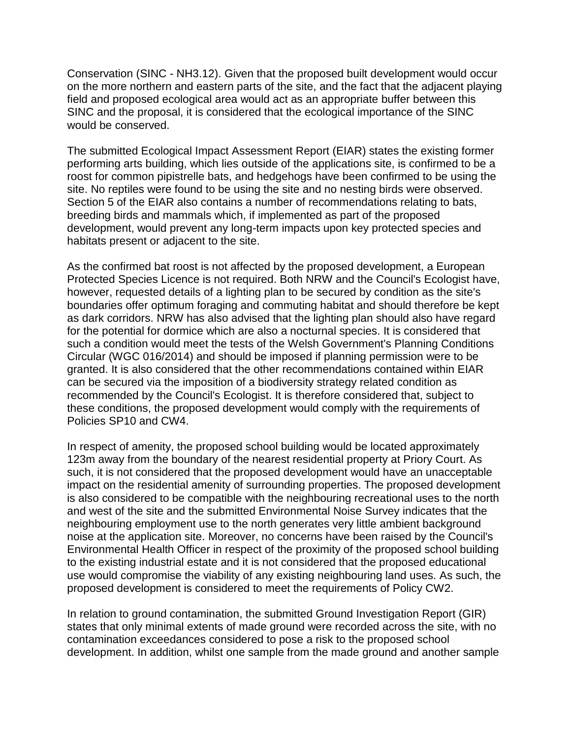Conservation (SINC - NH3.12). Given that the proposed built development would occur on the more northern and eastern parts of the site, and the fact that the adjacent playing field and proposed ecological area would act as an appropriate buffer between this SINC and the proposal, it is considered that the ecological importance of the SINC would be conserved.

The submitted Ecological Impact Assessment Report (EIAR) states the existing former performing arts building, which lies outside of the applications site, is confirmed to be a roost for common pipistrelle bats, and hedgehogs have been confirmed to be using the site. No reptiles were found to be using the site and no nesting birds were observed. Section 5 of the EIAR also contains a number of recommendations relating to bats, breeding birds and mammals which, if implemented as part of the proposed development, would prevent any long-term impacts upon key protected species and habitats present or adjacent to the site.

As the confirmed bat roost is not affected by the proposed development, a European Protected Species Licence is not required. Both NRW and the Council's Ecologist have, however, requested details of a lighting plan to be secured by condition as the site's boundaries offer optimum foraging and commuting habitat and should therefore be kept as dark corridors. NRW has also advised that the lighting plan should also have regard for the potential for dormice which are also a nocturnal species. It is considered that such a condition would meet the tests of the Welsh Government's Planning Conditions Circular (WGC 016/2014) and should be imposed if planning permission were to be granted. It is also considered that the other recommendations contained within EIAR can be secured via the imposition of a biodiversity strategy related condition as recommended by the Council's Ecologist. It is therefore considered that, subject to these conditions, the proposed development would comply with the requirements of Policies SP10 and CW4.

In respect of amenity, the proposed school building would be located approximately 123m away from the boundary of the nearest residential property at Priory Court. As such, it is not considered that the proposed development would have an unacceptable impact on the residential amenity of surrounding properties. The proposed development is also considered to be compatible with the neighbouring recreational uses to the north and west of the site and the submitted Environmental Noise Survey indicates that the neighbouring employment use to the north generates very little ambient background noise at the application site. Moreover, no concerns have been raised by the Council's Environmental Health Officer in respect of the proximity of the proposed school building to the existing industrial estate and it is not considered that the proposed educational use would compromise the viability of any existing neighbouring land uses. As such, the proposed development is considered to meet the requirements of Policy CW2.

In relation to ground contamination, the submitted Ground Investigation Report (GIR) states that only minimal extents of made ground were recorded across the site, with no contamination exceedances considered to pose a risk to the proposed school development. In addition, whilst one sample from the made ground and another sample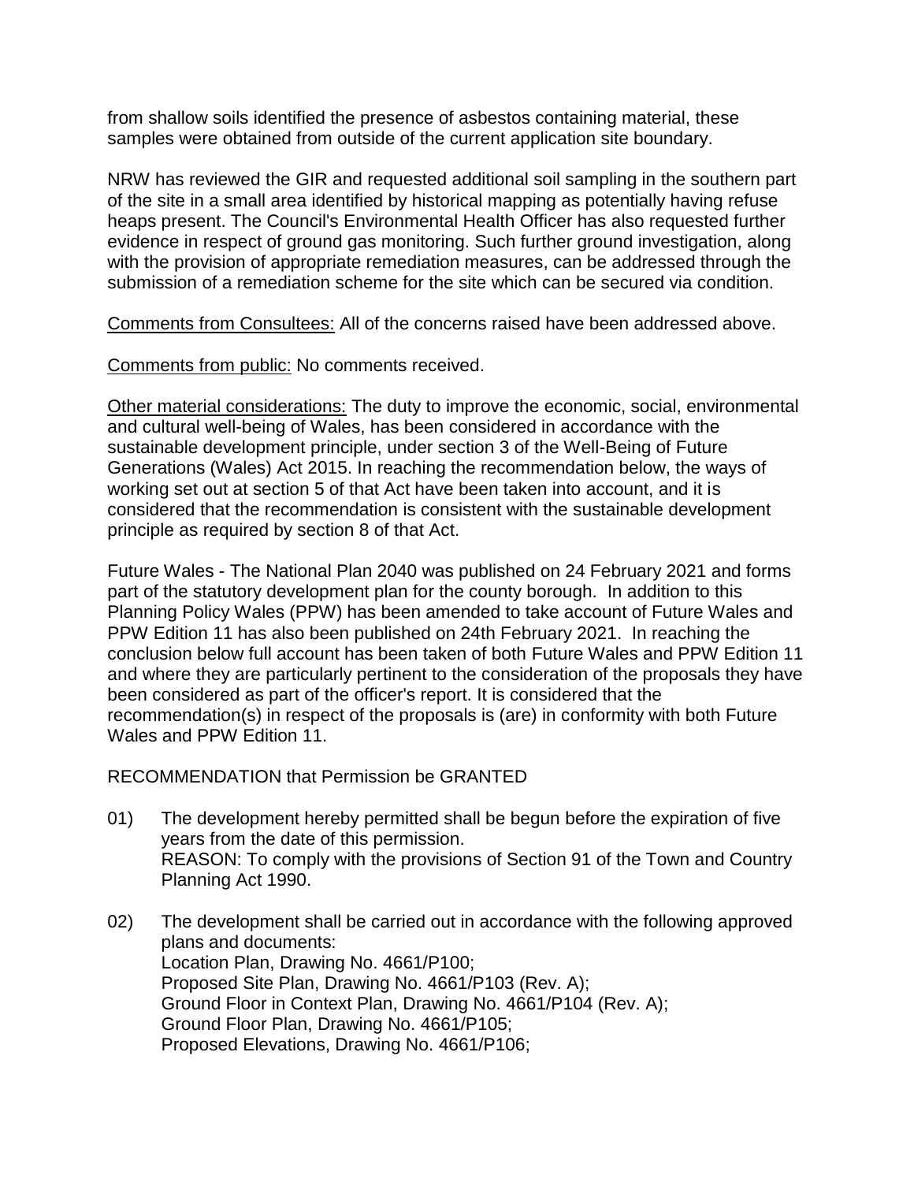from shallow soils identified the presence of asbestos containing material, these samples were obtained from outside of the current application site boundary.

NRW has reviewed the GIR and requested additional soil sampling in the southern part of the site in a small area identified by historical mapping as potentially having refuse heaps present. The Council's Environmental Health Officer has also requested further evidence in respect of ground gas monitoring. Such further ground investigation, along with the provision of appropriate remediation measures, can be addressed through the submission of a remediation scheme for the site which can be secured via condition.

<u>Comments from Consultees:</u> All of the concerns raised have been addressed above.

<u>Comments from public:</u> No comments received.

<u>Other material considerations:</u> The duty to improve the economic, social, environmental and cultural well-being of Wales, has been considered in accordance with the sustainable development principle, under section 3 of the Well-Being of Future Generations (Wales) Act 2015. In reaching the recommendation below, the ways of working set out at section 5 of that Act have been taken into account, and it is considered that the recommendation is consistent with the sustainable development principle as required by section 8 of that Act.

Future Wales - The National Plan 2040 was published on 24 February 2021 and forms part of the statutory development plan for the county borough. In addition to this Planning Policy Wales (PPW) has been amended to take account of Future Wales and PPW Edition 11 has also been published on 24th February 2021. In reaching the conclusion below full account has been taken of both Future Wales and PPW Edition 11 and where they are particularly pertinent to the consideration of the proposals they have been considered as part of the officer's report. It is considered that the recommendation(s) in respect of the proposals is (are) in conformity with both Future Wales and PPW Edition 11.

RECOMMENDATION that Permission be GRANTED

01) The development hereby permitted shall be begun before the expiration of five years from the date of this permission.
REASON: To comply with the provisions of Section 91 of the Town and Country Planning Act 1990.

02) The development shall be carried out in accordance with the following approved plans and documents:
Location Plan, Drawing No. 4661/P100;
Proposed Site Plan, Drawing No. 4661/P103 (Rev. A);
Ground Floor in Context Plan, Drawing No. 4661/P104 (Rev. A);
Ground Floor Plan, Drawing No. 4661/P105;
Proposed Elevations, Drawing No. 4661/P106;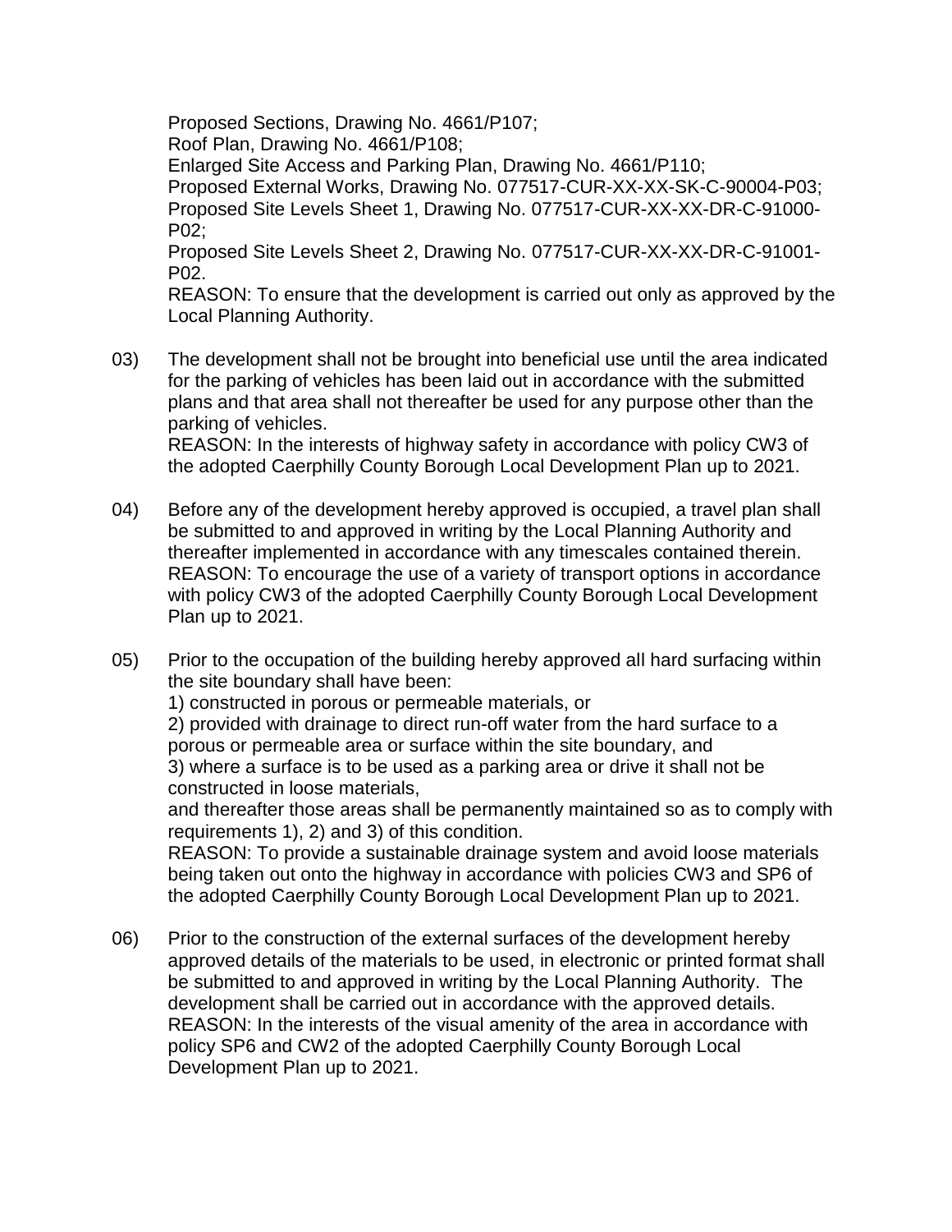Proposed Sections, Drawing No. 4661/P107;
Roof Plan, Drawing No. 4661/P108;
Enlarged Site Access and Parking Plan, Drawing No. 4661/P110;
Proposed External Works, Drawing No. 077517-CUR-XX-XX-SK-C-90004-P03;
Proposed Site Levels Sheet 1, Drawing No. 077517-CUR-XX-XX-DR-C-91000-P02;
Proposed Site Levels Sheet 2, Drawing No. 077517-CUR-XX-XX-DR-C-91001-P02.
REASON: To ensure that the development is carried out only as approved by the Local Planning Authority.

03) The development shall not be brought into beneficial use until the area indicated for the parking of vehicles has been laid out in accordance with the submitted plans and that area shall not thereafter be used for any purpose other than the parking of vehicles.
REASON: In the interests of highway safety in accordance with policy CW3 of the adopted Caerphilly County Borough Local Development Plan up to 2021.

04) Before any of the development hereby approved is occupied, a travel plan shall be submitted to and approved in writing by the Local Planning Authority and thereafter implemented in accordance with any timescales contained therein.
REASON: To encourage the use of a variety of transport options in accordance with policy CW3 of the adopted Caerphilly County Borough Local Development Plan up to 2021.

05) Prior to the occupation of the building hereby approved all hard surfacing within the site boundary shall have been:
1) constructed in porous or permeable materials, or
2) provided with drainage to direct run-off water from the hard surface to a porous or permeable area or surface within the site boundary, and
3) where a surface is to be used as a parking area or drive it shall not be constructed in loose materials,
and thereafter those areas shall be permanently maintained so as to comply with requirements 1), 2) and 3) of this condition.
REASON: To provide a sustainable drainage system and avoid loose materials being taken out onto the highway in accordance with policies CW3 and SP6 of the adopted Caerphilly County Borough Local Development Plan up to 2021.

06) Prior to the construction of the external surfaces of the development hereby approved details of the materials to be used, in electronic or printed format shall be submitted to and approved in writing by the Local Planning Authority. The development shall be carried out in accordance with the approved details.
REASON: In the interests of the visual amenity of the area in accordance with policy SP6 and CW2 of the adopted Caerphilly County Borough Local Development Plan up to 2021.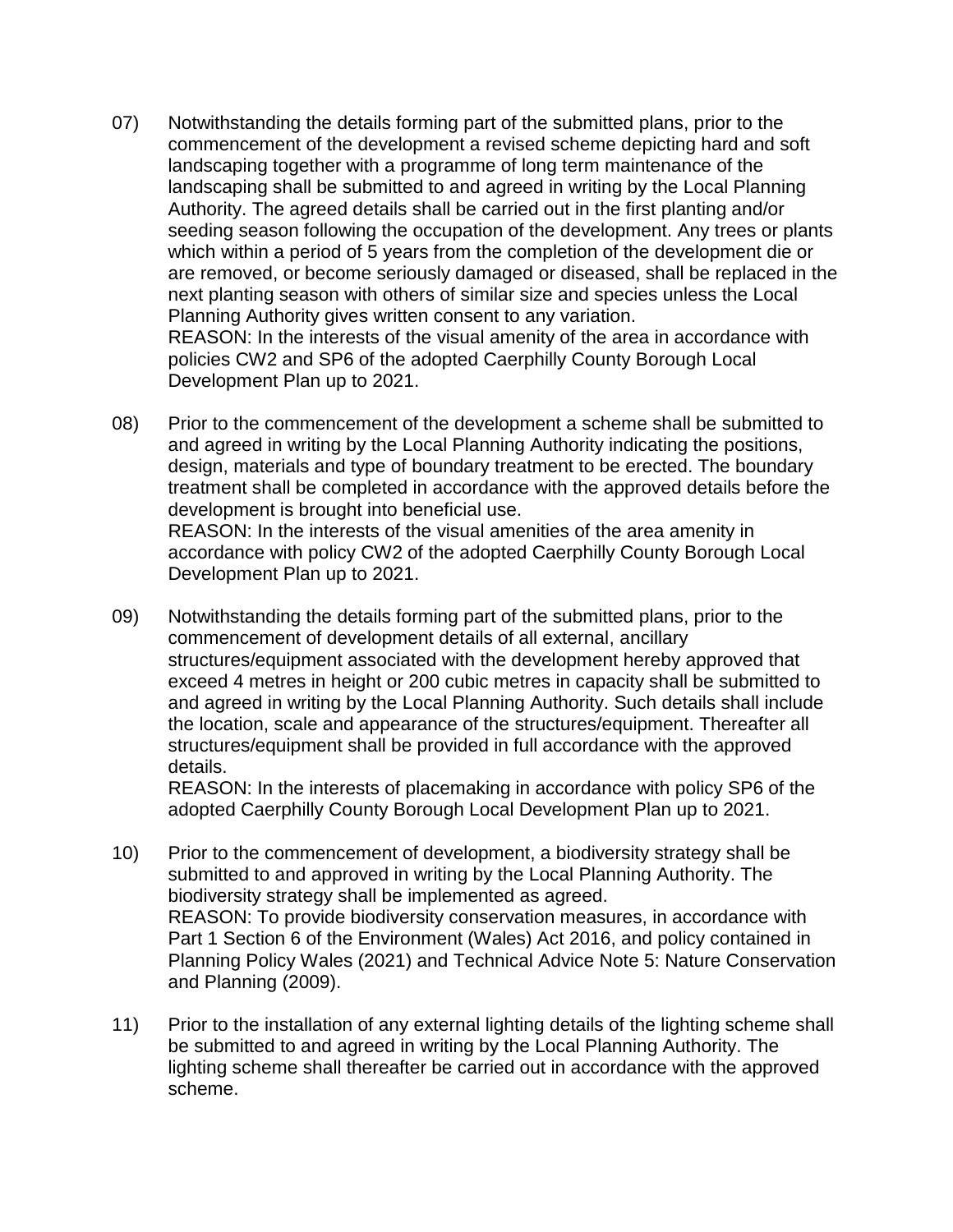07) Notwithstanding the details forming part of the submitted plans, prior to the commencement of the development a revised scheme depicting hard and soft landscaping together with a programme of long term maintenance of the landscaping shall be submitted to and agreed in writing by the Local Planning Authority. The agreed details shall be carried out in the first planting and/or seeding season following the occupation of the development. Any trees or plants which within a period of 5 years from the completion of the development die or are removed, or become seriously damaged or diseased, shall be replaced in the next planting season with others of similar size and species unless the Local Planning Authority gives written consent to any variation.
REASON: In the interests of the visual amenity of the area in accordance with policies CW2 and SP6 of the adopted Caerphilly County Borough Local Development Plan up to 2021.

08) Prior to the commencement of the development a scheme shall be submitted to and agreed in writing by the Local Planning Authority indicating the positions, design, materials and type of boundary treatment to be erected. The boundary treatment shall be completed in accordance with the approved details before the development is brought into beneficial use.
REASON: In the interests of the visual amenities of the area amenity in accordance with policy CW2 of the adopted Caerphilly County Borough Local Development Plan up to 2021.

09) Notwithstanding the details forming part of the submitted plans, prior to the commencement of development details of all external, ancillary structures/equipment associated with the development hereby approved that exceed 4 metres in height or 200 cubic metres in capacity shall be submitted to and agreed in writing by the Local Planning Authority. Such details shall include the location, scale and appearance of the structures/equipment. Thereafter all structures/equipment shall be provided in full accordance with the approved details.
REASON: In the interests of placemaking in accordance with policy SP6 of the adopted Caerphilly County Borough Local Development Plan up to 2021.

10) Prior to the commencement of development, a biodiversity strategy shall be submitted to and approved in writing by the Local Planning Authority. The biodiversity strategy shall be implemented as agreed.
REASON: To provide biodiversity conservation measures, in accordance with Part 1 Section 6 of the Environment (Wales) Act 2016, and policy contained in Planning Policy Wales (2021) and Technical Advice Note 5: Nature Conservation and Planning (2009).

11) Prior to the installation of any external lighting details of the lighting scheme shall be submitted to and agreed in writing by the Local Planning Authority. The lighting scheme shall thereafter be carried out in accordance with the approved scheme.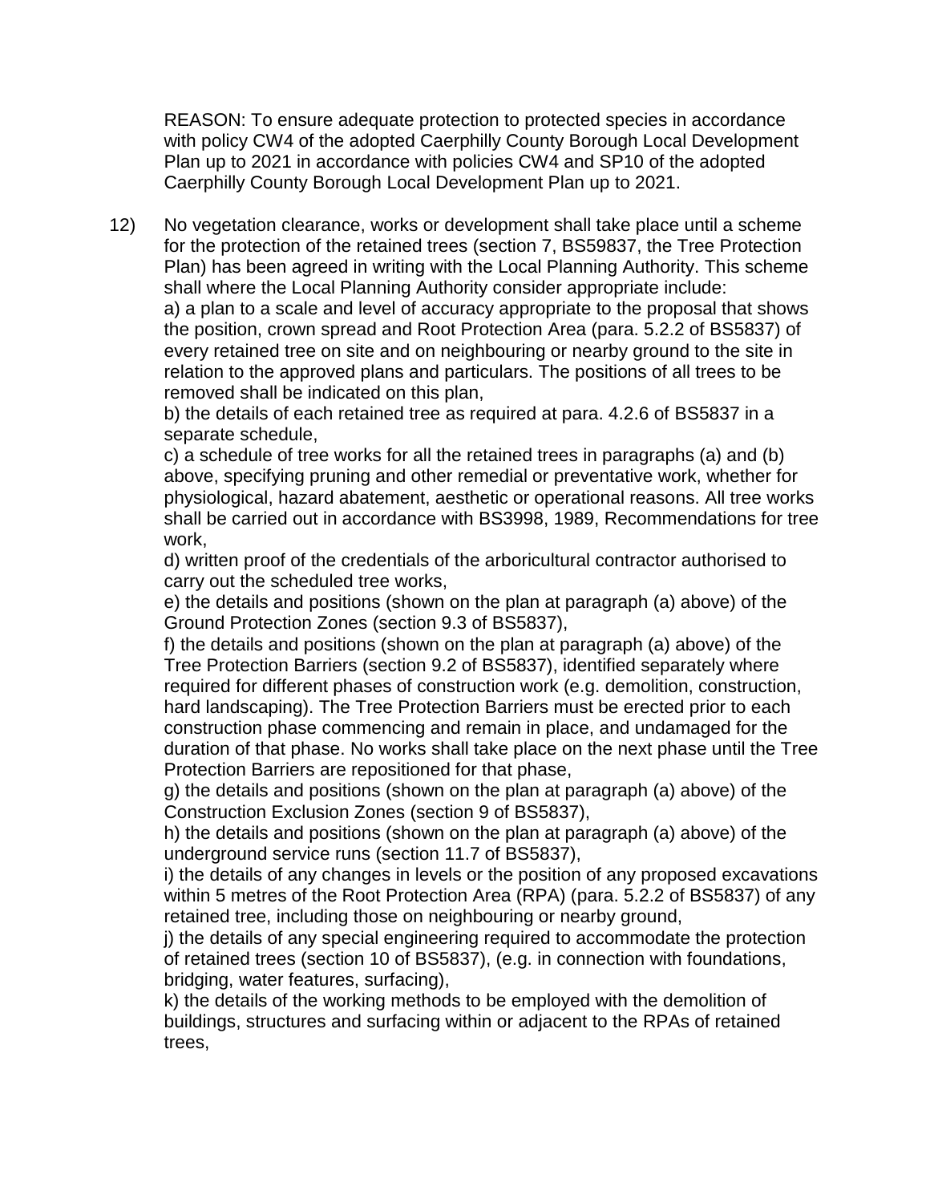REASON: To ensure adequate protection to protected species in accordance with policy CW4 of the adopted Caerphilly County Borough Local Development Plan up to 2021 in accordance with policies CW4 and SP10 of the adopted Caerphilly County Borough Local Development Plan up to 2021.

12) No vegetation clearance, works or development shall take place until a scheme for the protection of the retained trees (section 7, BS59837, the Tree Protection Plan) has been agreed in writing with the Local Planning Authority. This scheme shall where the Local Planning Authority consider appropriate include:
a) a plan to a scale and level of accuracy appropriate to the proposal that shows the position, crown spread and Root Protection Area (para. 5.2.2 of BS5837) of every retained tree on site and on neighbouring or nearby ground to the site in relation to the approved plans and particulars. The positions of all trees to be removed shall be indicated on this plan,
b) the details of each retained tree as required at para. 4.2.6 of BS5837 in a separate schedule,
c) a schedule of tree works for all the retained trees in paragraphs (a) and (b) above, specifying pruning and other remedial or preventative work, whether for physiological, hazard abatement, aesthetic or operational reasons. All tree works shall be carried out in accordance with BS3998, 1989, Recommendations for tree work,
d) written proof of the credentials of the arboricultural contractor authorised to carry out the scheduled tree works,
e) the details and positions (shown on the plan at paragraph (a) above) of the Ground Protection Zones (section 9.3 of BS5837),
f) the details and positions (shown on the plan at paragraph (a) above) of the Tree Protection Barriers (section 9.2 of BS5837), identified separately where required for different phases of construction work (e.g. demolition, construction, hard landscaping). The Tree Protection Barriers must be erected prior to each construction phase commencing and remain in place, and undamaged for the duration of that phase. No works shall take place on the next phase until the Tree Protection Barriers are repositioned for that phase,
g) the details and positions (shown on the plan at paragraph (a) above) of the Construction Exclusion Zones (section 9 of BS5837),
h) the details and positions (shown on the plan at paragraph (a) above) of the underground service runs (section 11.7 of BS5837),
i) the details of any changes in levels or the position of any proposed excavations within 5 metres of the Root Protection Area (RPA) (para. 5.2.2 of BS5837) of any retained tree, including those on neighbouring or nearby ground,
j) the details of any special engineering required to accommodate the protection of retained trees (section 10 of BS5837), (e.g. in connection with foundations, bridging, water features, surfacing),
k) the details of the working methods to be employed with the demolition of buildings, structures and surfacing within or adjacent to the RPAs of retained trees,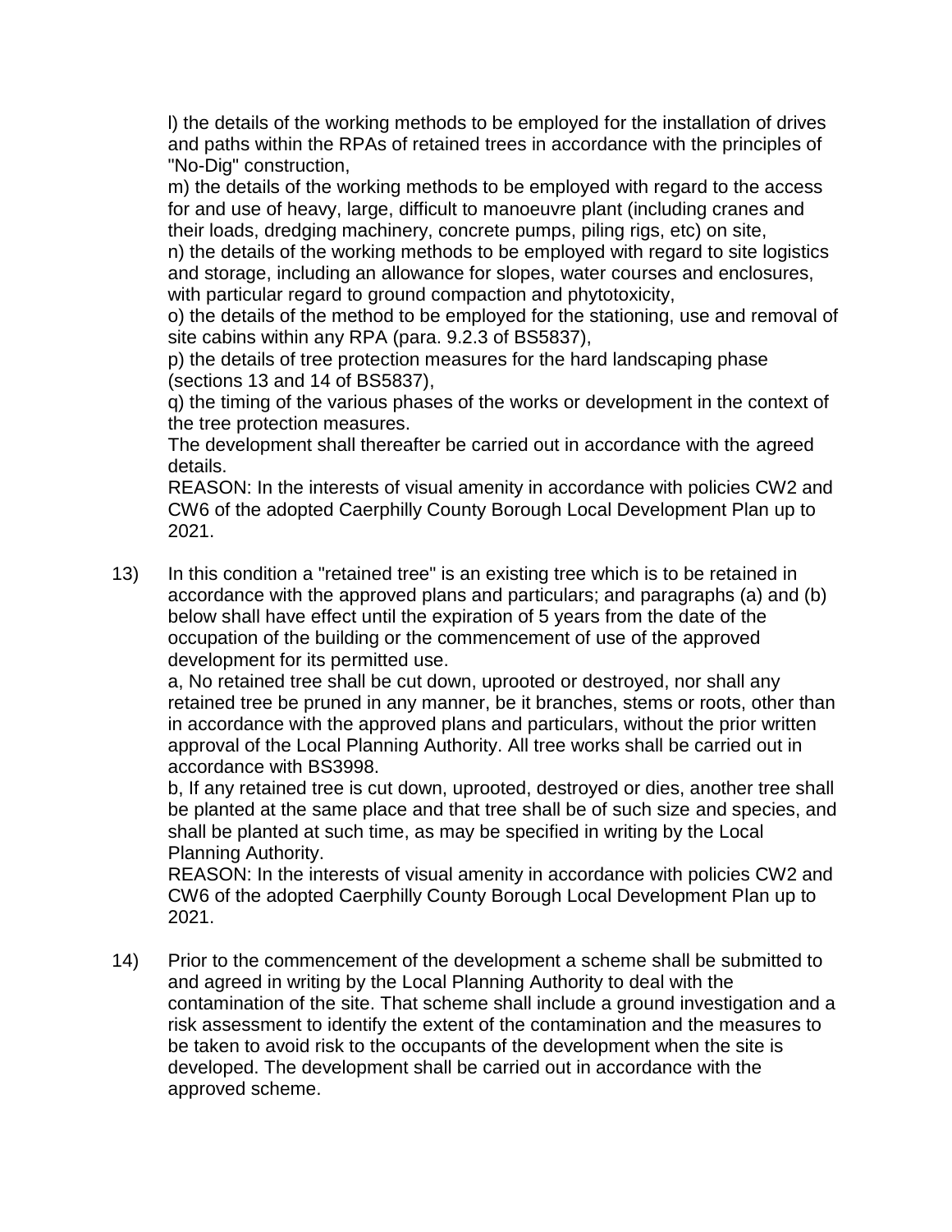l) the details of the working methods to be employed for the installation of drives and paths within the RPAs of retained trees in accordance with the principles of "No-Dig" construction,

m) the details of the working methods to be employed with regard to the access for and use of heavy, large, difficult to manoeuvre plant (including cranes and their loads, dredging machinery, concrete pumps, piling rigs, etc) on site,

n) the details of the working methods to be employed with regard to site logistics and storage, including an allowance for slopes, water courses and enclosures, with particular regard to ground compaction and phytotoxicity,

o) the details of the method to be employed for the stationing, use and removal of site cabins within any RPA (para. 9.2.3 of BS5837),

p) the details of tree protection measures for the hard landscaping phase (sections 13 and 14 of BS5837),

q) the timing of the various phases of the works or development in the context of the tree protection measures.

The development shall thereafter be carried out in accordance with the agreed details.

REASON: In the interests of visual amenity in accordance with policies CW2 and CW6 of the adopted Caerphilly County Borough Local Development Plan up to 2021.

13) In this condition a "retained tree" is an existing tree which is to be retained in accordance with the approved plans and particulars; and paragraphs (a) and (b) below shall have effect until the expiration of 5 years from the date of the occupation of the building or the commencement of use of the approved development for its permitted use.

a, No retained tree shall be cut down, uprooted or destroyed, nor shall any retained tree be pruned in any manner, be it branches, stems or roots, other than in accordance with the approved plans and particulars, without the prior written approval of the Local Planning Authority. All tree works shall be carried out in accordance with BS3998.

b, If any retained tree is cut down, uprooted, destroyed or dies, another tree shall be planted at the same place and that tree shall be of such size and species, and shall be planted at such time, as may be specified in writing by the Local Planning Authority.

REASON: In the interests of visual amenity in accordance with policies CW2 and CW6 of the adopted Caerphilly County Borough Local Development Plan up to 2021.

14) Prior to the commencement of the development a scheme shall be submitted to and agreed in writing by the Local Planning Authority to deal with the contamination of the site. That scheme shall include a ground investigation and a risk assessment to identify the extent of the contamination and the measures to be taken to avoid risk to the occupants of the development when the site is developed. The development shall be carried out in accordance with the approved scheme.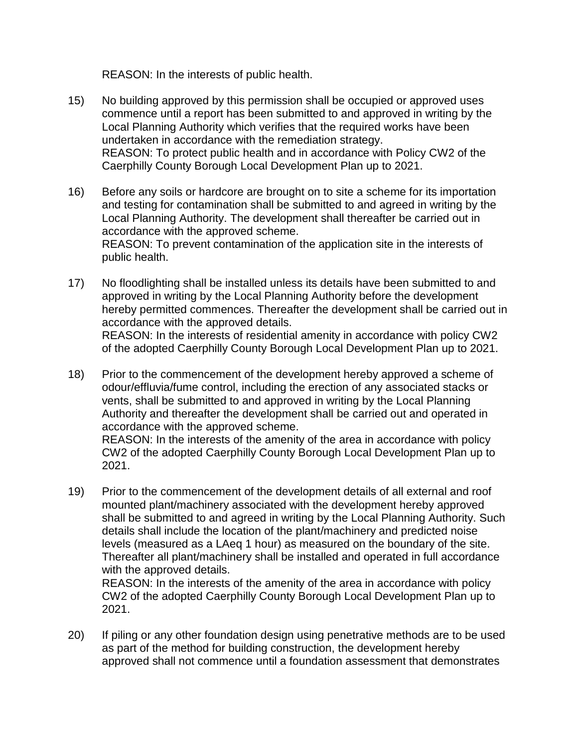REASON: In the interests of public health.

15) No building approved by this permission shall be occupied or approved uses commence until a report has been submitted to and approved in writing by the Local Planning Authority which verifies that the required works have been undertaken in accordance with the remediation strategy.
REASON: To protect public health and in accordance with Policy CW2 of the Caerphilly County Borough Local Development Plan up to 2021.

16) Before any soils or hardcore are brought on to site a scheme for its importation and testing for contamination shall be submitted to and agreed in writing by the Local Planning Authority. The development shall thereafter be carried out in accordance with the approved scheme.
REASON: To prevent contamination of the application site in the interests of public health.

17) No floodlighting shall be installed unless its details have been submitted to and approved in writing by the Local Planning Authority before the development hereby permitted commences. Thereafter the development shall be carried out in accordance with the approved details.
REASON: In the interests of residential amenity in accordance with policy CW2 of the adopted Caerphilly County Borough Local Development Plan up to 2021.

18) Prior to the commencement of the development hereby approved a scheme of odour/effluvia/fume control, including the erection of any associated stacks or vents, shall be submitted to and approved in writing by the Local Planning Authority and thereafter the development shall be carried out and operated in accordance with the approved scheme.
REASON: In the interests of the amenity of the area in accordance with policy CW2 of the adopted Caerphilly County Borough Local Development Plan up to 2021.

19) Prior to the commencement of the development details of all external and roof mounted plant/machinery associated with the development hereby approved shall be submitted to and agreed in writing by the Local Planning Authority. Such details shall include the location of the plant/machinery and predicted noise levels (measured as a LAeq 1 hour) as measured on the boundary of the site. Thereafter all plant/machinery shall be installed and operated in full accordance with the approved details.
REASON: In the interests of the amenity of the area in accordance with policy CW2 of the adopted Caerphilly County Borough Local Development Plan up to 2021.

20) If piling or any other foundation design using penetrative methods are to be used as part of the method for building construction, the development hereby approved shall not commence until a foundation assessment that demonstrates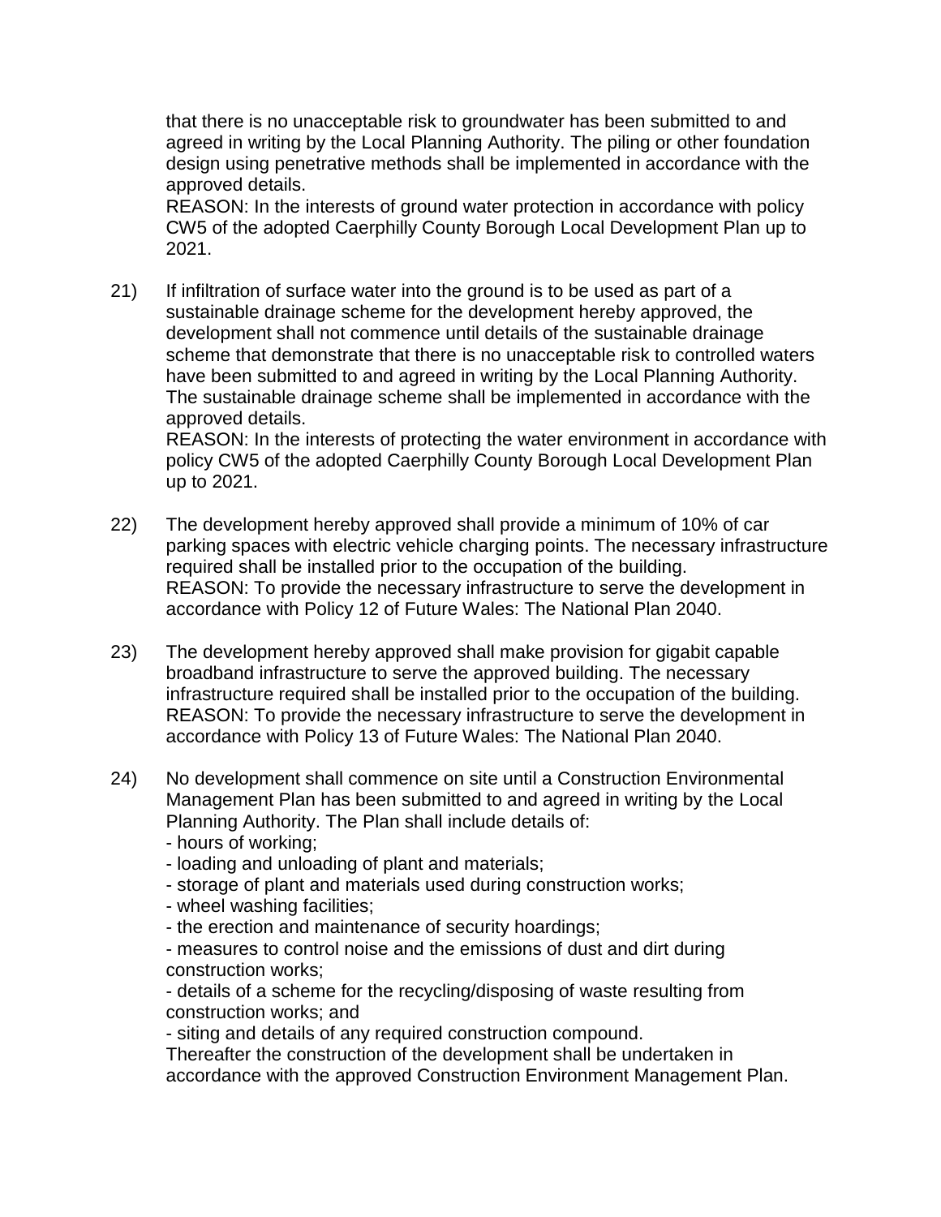that there is no unacceptable risk to groundwater has been submitted to and agreed in writing by the Local Planning Authority. The piling or other foundation design using penetrative methods shall be implemented in accordance with the approved details.
REASON: In the interests of ground water protection in accordance with policy CW5 of the adopted Caerphilly County Borough Local Development Plan up to 2021.

21) If infiltration of surface water into the ground is to be used as part of a sustainable drainage scheme for the development hereby approved, the development shall not commence until details of the sustainable drainage scheme that demonstrate that there is no unacceptable risk to controlled waters have been submitted to and agreed in writing by the Local Planning Authority. The sustainable drainage scheme shall be implemented in accordance with the approved details.
REASON: In the interests of protecting the water environment in accordance with policy CW5 of the adopted Caerphilly County Borough Local Development Plan up to 2021.

22) The development hereby approved shall provide a minimum of 10% of car parking spaces with electric vehicle charging points. The necessary infrastructure required shall be installed prior to the occupation of the building.
REASON: To provide the necessary infrastructure to serve the development in accordance with Policy 12 of Future Wales: The National Plan 2040.

23) The development hereby approved shall make provision for gigabit capable broadband infrastructure to serve the approved building. The necessary infrastructure required shall be installed prior to the occupation of the building.
REASON: To provide the necessary infrastructure to serve the development in accordance with Policy 13 of Future Wales: The National Plan 2040.

24) No development shall commence on site until a Construction Environmental Management Plan has been submitted to and agreed in writing by the Local Planning Authority. The Plan shall include details of:
- hours of working;
- loading and unloading of plant and materials;
- storage of plant and materials used during construction works;
- wheel washing facilities;
- the erection and maintenance of security hoardings;
- measures to control noise and the emissions of dust and dirt during construction works;
- details of a scheme for the recycling/disposing of waste resulting from construction works; and
- siting and details of any required construction compound.

Thereafter the construction of the development shall be undertaken in accordance with the approved Construction Environment Management Plan.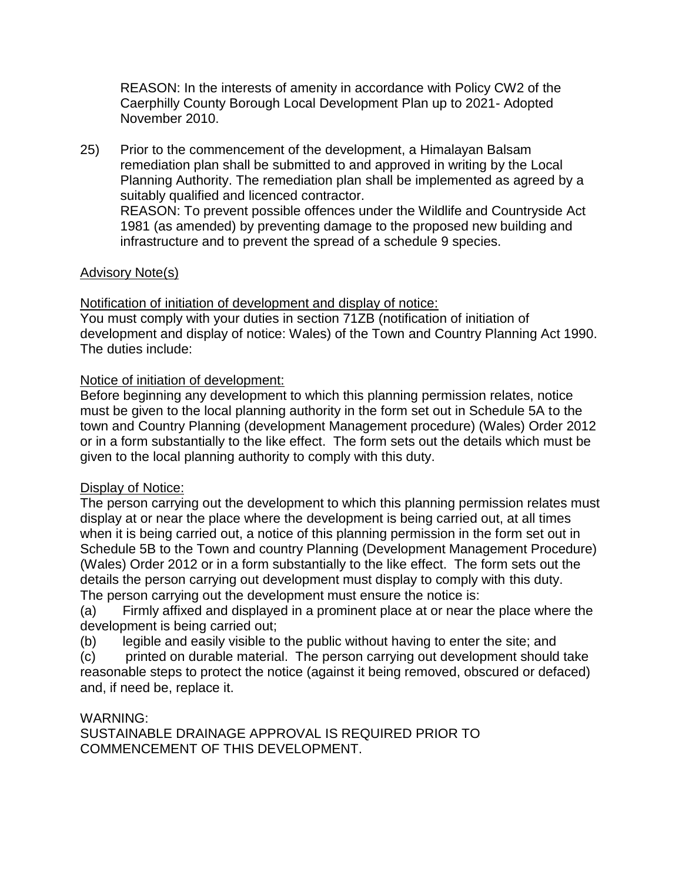REASON: In the interests of amenity in accordance with Policy CW2 of the Caerphilly County Borough Local Development Plan up to 2021- Adopted November 2010.

25) Prior to the commencement of the development, a Himalayan Balsam remediation plan shall be submitted to and approved in writing by the Local Planning Authority. The remediation plan shall be implemented as agreed by a suitably qualified and licenced contractor.
REASON: To prevent possible offences under the Wildlife and Countryside Act 1981 (as amended) by preventing damage to the proposed new building and infrastructure and to prevent the spread of a schedule 9 species.

<u>Advisory Note(s)</u>

<u>Notification of initiation of development and display of notice:</u>
You must comply with your duties in section 71ZB (notification of initiation of development and display of notice: Wales) of the Town and Country Planning Act 1990. The duties include:

<u>Notice of initiation of development:</u>
Before beginning any development to which this planning permission relates, notice must be given to the local planning authority in the form set out in Schedule 5A to the town and Country Planning (development Management procedure) (Wales) Order 2012 or in a form substantially to the like effect. The form sets out the details which must be given to the local planning authority to comply with this duty.

<u>Display of Notice:</u>
The person carrying out the development to which this planning permission relates must display at or near the place where the development is being carried out, at all times when it is being carried out, a notice of this planning permission in the form set out in Schedule 5B to the Town and country Planning (Development Management Procedure) (Wales) Order 2012 or in a form substantially to the like effect. The form sets out the details the person carrying out development must display to comply with this duty.
The person carrying out the development must ensure the notice is:
(a) Firmly affixed and displayed in a prominent place at or near the place where the development is being carried out;
(b) legible and easily visible to the public without having to enter the site; and
(c) printed on durable material. The person carrying out development should take reasonable steps to protect the notice (against it being removed, obscured or defaced) and, if need be, replace it.

WARNING:
SUSTAINABLE DRAINAGE APPROVAL IS REQUIRED PRIOR TO COMMENCEMENT OF THIS DEVELOPMENT.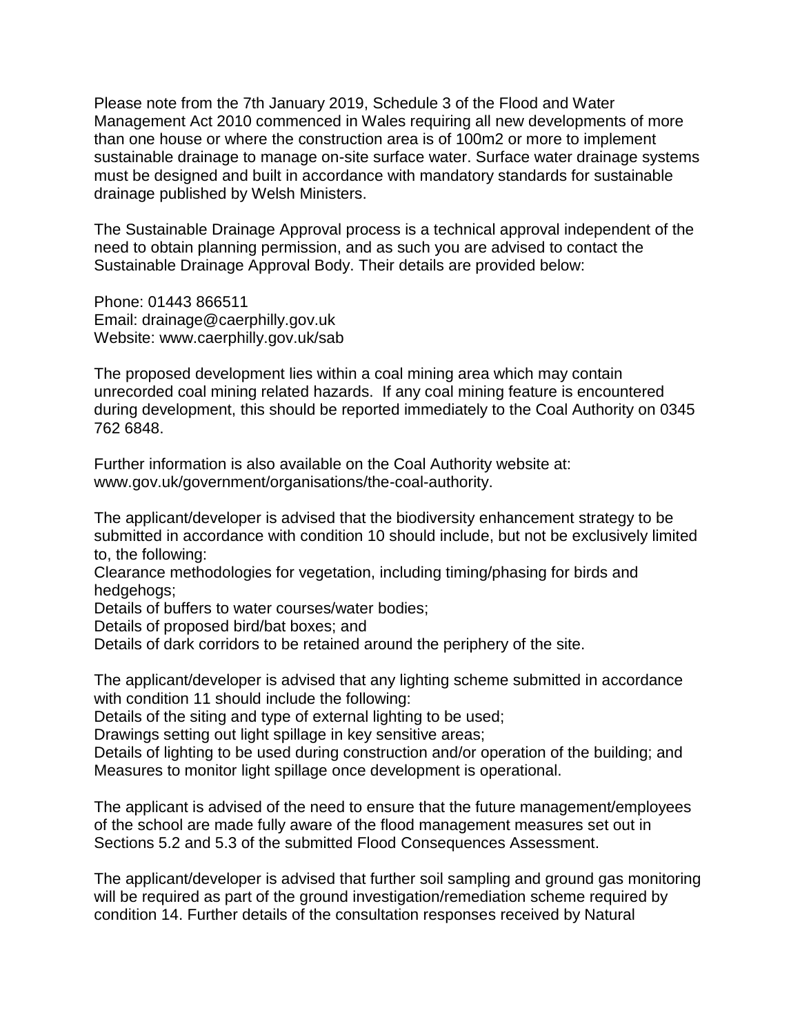Please note from the 7th January 2019, Schedule 3 of the Flood and Water Management Act 2010 commenced in Wales requiring all new developments of more than one house or where the construction area is of 100m2 or more to implement sustainable drainage to manage on-site surface water. Surface water drainage systems must be designed and built in accordance with mandatory standards for sustainable drainage published by Welsh Ministers.

The Sustainable Drainage Approval process is a technical approval independent of the need to obtain planning permission, and as such you are advised to contact the Sustainable Drainage Approval Body. Their details are provided below:

Phone: 01443 866511
Email: drainage@caerphilly.gov.uk
Website: www.caerphilly.gov.uk/sab

The proposed development lies within a coal mining area which may contain unrecorded coal mining related hazards. If any coal mining feature is encountered during development, this should be reported immediately to the Coal Authority on 0345 762 6848.

Further information is also available on the Coal Authority website at: www.gov.uk/government/organisations/the-coal-authority.

The applicant/developer is advised that the biodiversity enhancement strategy to be submitted in accordance with condition 10 should include, but not be exclusively limited to, the following:
Clearance methodologies for vegetation, including timing/phasing for birds and hedgehogs;
Details of buffers to water courses/water bodies;
Details of proposed bird/bat boxes; and
Details of dark corridors to be retained around the periphery of the site.

The applicant/developer is advised that any lighting scheme submitted in accordance with condition 11 should include the following:
Details of the siting and type of external lighting to be used;
Drawings setting out light spillage in key sensitive areas;
Details of lighting to be used during construction and/or operation of the building; and
Measures to monitor light spillage once development is operational.

The applicant is advised of the need to ensure that the future management/employees of the school are made fully aware of the flood management measures set out in Sections 5.2 and 5.3 of the submitted Flood Consequences Assessment.

The applicant/developer is advised that further soil sampling and ground gas monitoring will be required as part of the ground investigation/remediation scheme required by condition 14. Further details of the consultation responses received by Natural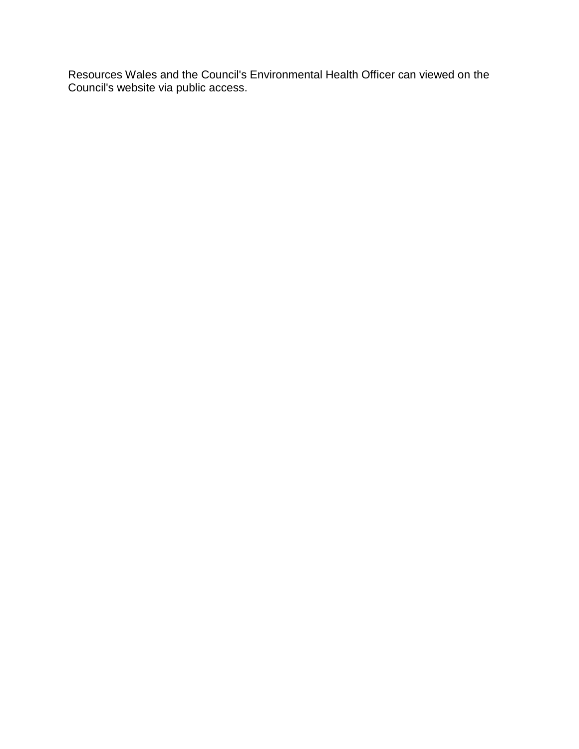Resources Wales and the Council's Environmental Health Officer can viewed on the Council's website via public access.